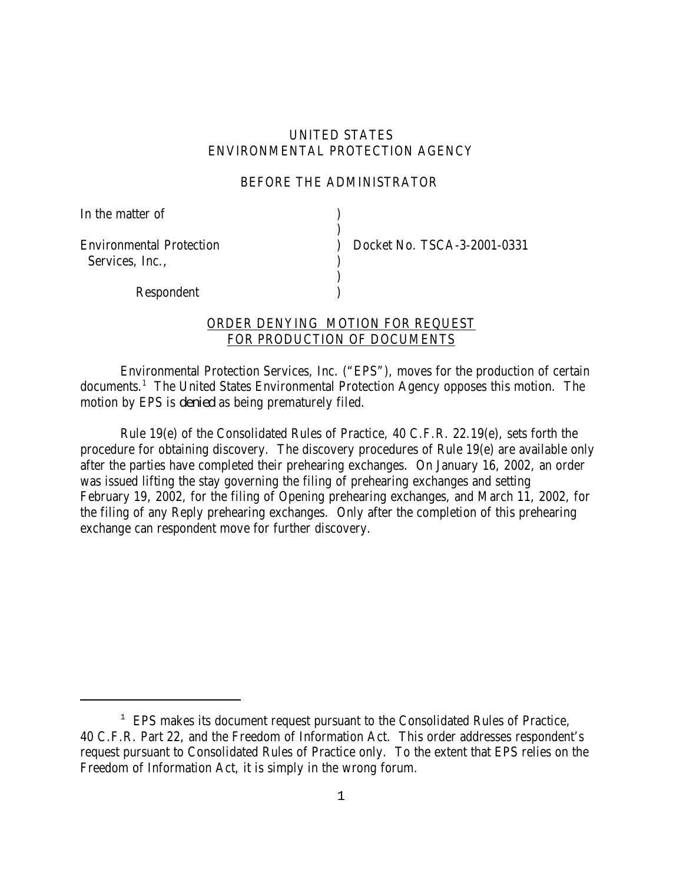UNITED STATES
ENVIRONMENTAL PROTECTION AGENCY

BEFORE THE ADMINISTRATOR

| | | |
|---|---|---|
| In the matter of | ) | |
| | ) | |
| Environmental Protection Services, Inc., | ) | Docket No. TSCA-3-2001-0331 |
| | ) | |
| Respondent | ) | |

## ORDER DENYING MOTION FOR REQUEST FOR PRODUCTION OF DOCUMENTS

Environmental Protection Services, Inc. ("EPS"), moves for the production of certain documents.[1] The United States Environmental Protection Agency opposes this motion. The motion by EPS is *denied* as being prematurely filed.

Rule 19(e) of the Consolidated Rules of Practice, 40 C.F.R. 22.19(e), sets forth the procedure for obtaining discovery. The discovery procedures of Rule 19(e) are available only after the parties have completed their prehearing exchanges. On January 16, 2002, an order was issued lifting the stay governing the filing of prehearing exchanges and setting February 19, 2002, for the filing of Opening prehearing exchanges, and March 11, 2002, for the filing of any Reply prehearing exchanges. Only after the completion of this prehearing exchange can respondent move for further discovery.

---

[1] EPS makes its document request pursuant to the Consolidated Rules of Practice, 40 C.F.R. Part 22, and the Freedom of Information Act. This order addresses respondent's request pursuant to Consolidated Rules of Practice only. To the extent that EPS relies on the Freedom of Information Act, it is simply in the wrong forum.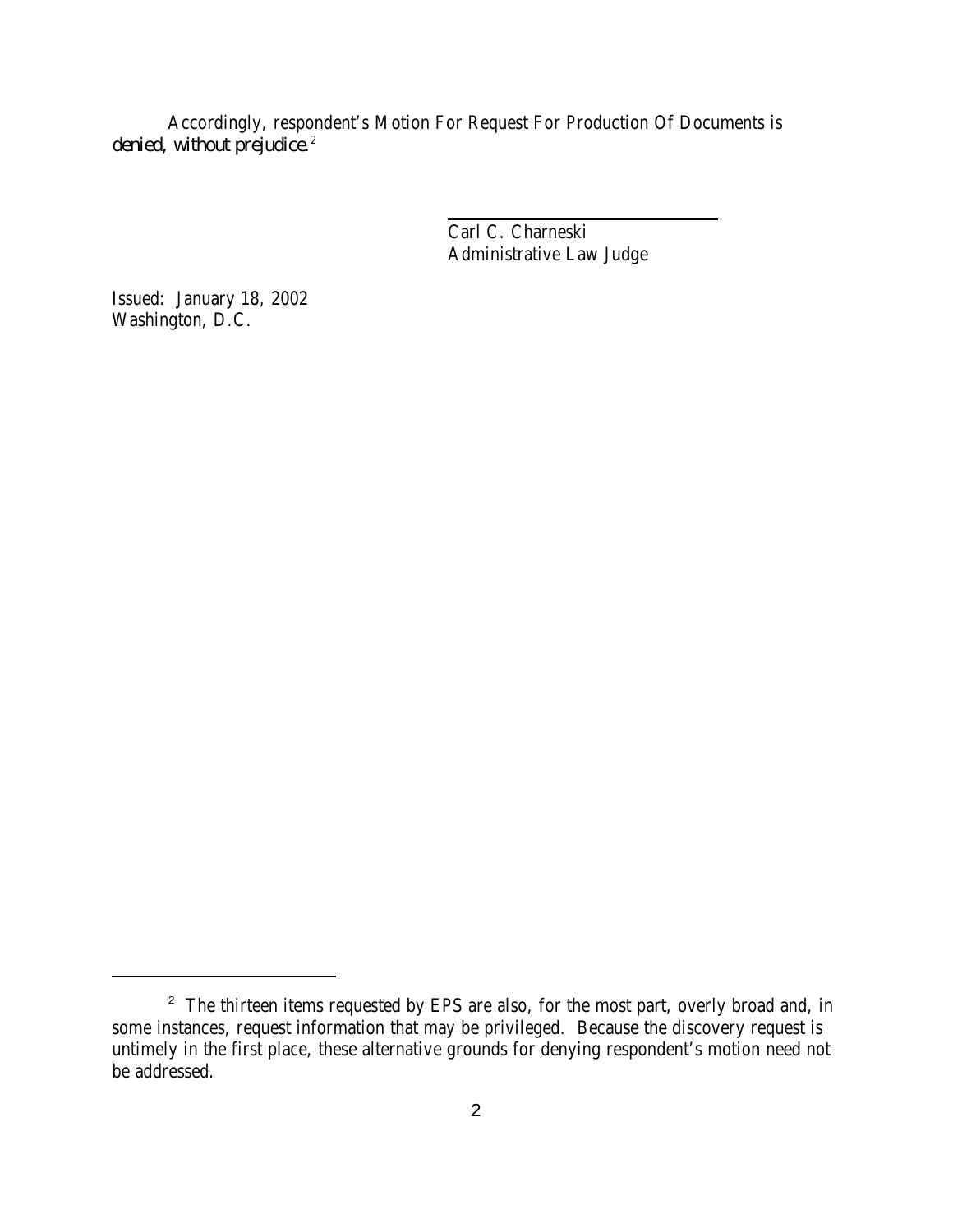Accordingly, respondent's Motion For Request For Production Of Documents is *denied, without prejudice.*[2]

Carl C. Charneski
Administrative Law Judge

Issued: January 18, 2002
Washington, D.C.

---

[2] The thirteen items requested by EPS are also, for the most part, overly broad and, in some instances, request information that may be privileged. Because the discovery request is untimely in the first place, these alternative grounds for denying respondent's motion need not be addressed.